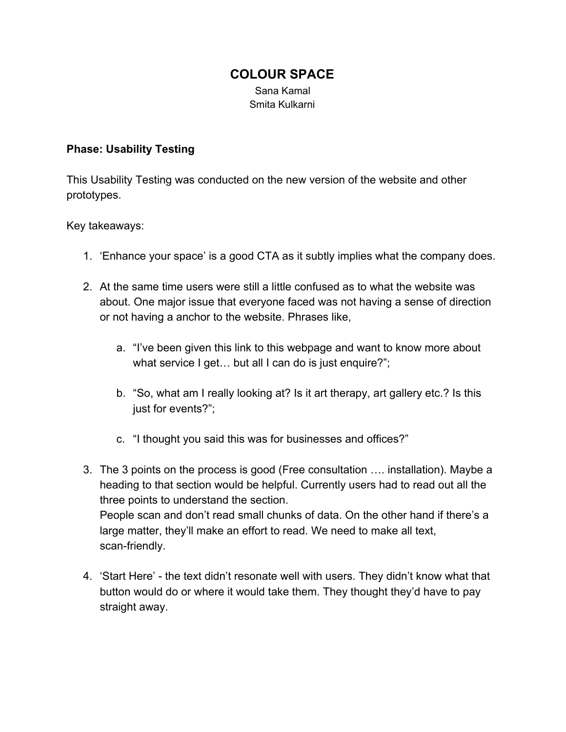# COLOUR SPACE

Sana Kamal
Smita Kulkarni

**Phase: Usability Testing**

This Usability Testing was conducted on the new version of the website and other prototypes.

Key takeaways:

1. 'Enhance your space' is a good CTA as it subtly implies what the company does.

2. At the same time users were still a little confused as to what the website was about. One major issue that everyone faced was not having a sense of direction or not having a anchor to the website. Phrases like,

    a. "I've been given this link to this webpage and want to know more about what service I get… but all I can do is just enquire?";

    b. "So, what am I really looking at? Is it art therapy, art gallery etc.? Is this just for events?";

    c. "I thought you said this was for businesses and offices?"

3. The 3 points on the process is good (Free consultation …. installation). Maybe a heading to that section would be helpful. Currently users had to read out all the three points to understand the section.
   People scan and don't read small chunks of data. On the other hand if there's a large matter, they'll make an effort to read. We need to make all text, scan-friendly.

4. 'Start Here' - the text didn't resonate well with users. They didn't know what that button would do or where it would take them. They thought they'd have to pay straight away.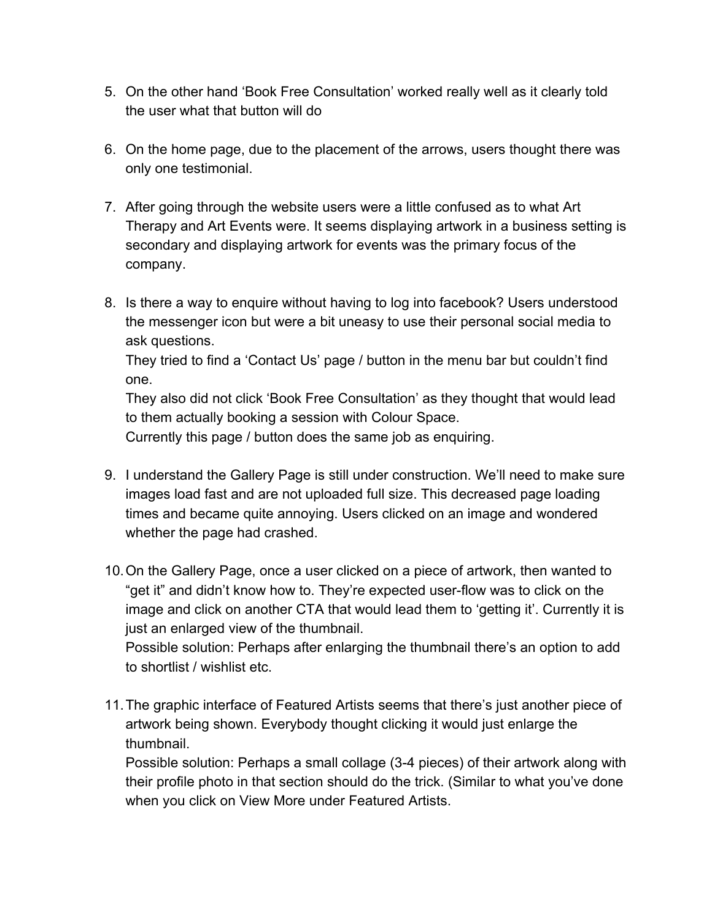5. On the other hand 'Book Free Consultation' worked really well as it clearly told the user what that button will do

6. On the home page, due to the placement of the arrows, users thought there was only one testimonial.

7. After going through the website users were a little confused as to what Art Therapy and Art Events were. It seems displaying artwork in a business setting is secondary and displaying artwork for events was the primary focus of the company.

8. Is there a way to enquire without having to log into facebook? Users understood the messenger icon but were a bit uneasy to use their personal social media to ask questions.
   They tried to find a 'Contact Us' page / button in the menu bar but couldn't find one.
   They also did not click 'Book Free Consultation' as they thought that would lead to them actually booking a session with Colour Space.
   Currently this page / button does the same job as enquiring.

9. I understand the Gallery Page is still under construction. We'll need to make sure images load fast and are not uploaded full size. This decreased page loading times and became quite annoying. Users clicked on an image and wondered whether the page had crashed.

10. On the Gallery Page, once a user clicked on a piece of artwork, then wanted to "get it" and didn't know how to. They're expected user-flow was to click on the image and click on another CTA that would lead them to 'getting it'. Currently it is just an enlarged view of the thumbnail.
    Possible solution: Perhaps after enlarging the thumbnail there's an option to add to shortlist / wishlist etc.

11. The graphic interface of Featured Artists seems that there's just another piece of artwork being shown. Everybody thought clicking it would just enlarge the thumbnail.
    Possible solution: Perhaps a small collage (3-4 pieces) of their artwork along with their profile photo in that section should do the trick. (Similar to what you've done when you click on View More under Featured Artists.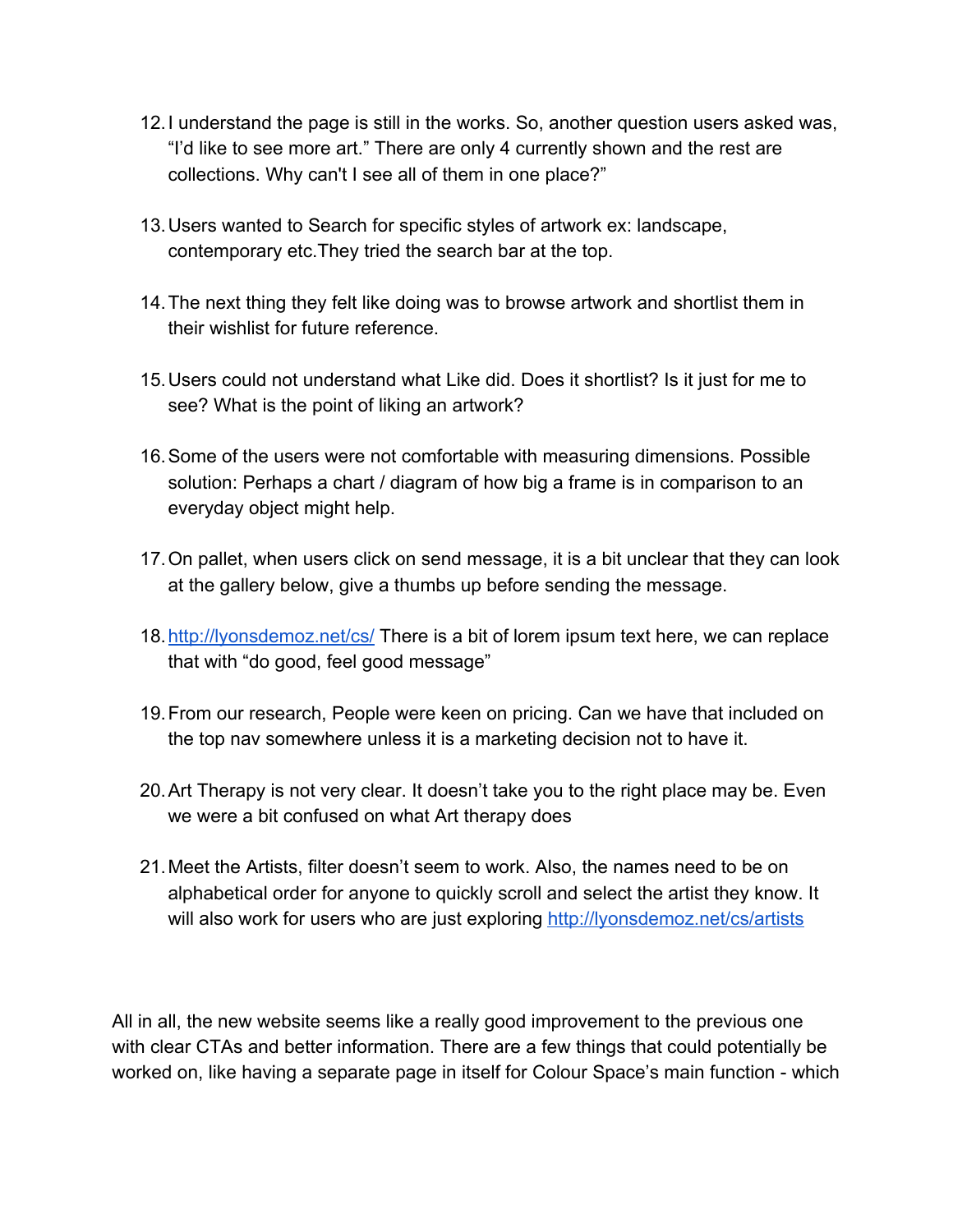12. I understand the page is still in the works. So, another question users asked was, "I'd like to see more art." There are only 4 currently shown and the rest are collections. Why can't I see all of them in one place?"

13. Users wanted to Search for specific styles of artwork ex: landscape, contemporary etc.They tried the search bar at the top.

14. The next thing they felt like doing was to browse artwork and shortlist them in their wishlist for future reference.

15. Users could not understand what Like did. Does it shortlist? Is it just for me to see? What is the point of liking an artwork?

16. Some of the users were not comfortable with measuring dimensions. Possible solution: Perhaps a chart / diagram of how big a frame is in comparison to an everyday object might help.

17. On pallet, when users click on send message, it is a bit unclear that they can look at the gallery below, give a thumbs up before sending the message.

18. [http://lyonsdemoz.net/cs/](http://lyonsdemoz.net/cs/) There is a bit of lorem ipsum text here, we can replace that with "do good, feel good message"

19. From our research, People were keen on pricing. Can we have that included on the top nav somewhere unless it is a marketing decision not to have it.

20. Art Therapy is not very clear. It doesn't take you to the right place may be. Even we were a bit confused on what Art therapy does

21. Meet the Artists, filter doesn't seem to work. Also, the names need to be on alphabetical order for anyone to quickly scroll and select the artist they know. It will also work for users who are just exploring [http://lyonsdemoz.net/cs/artists](http://lyonsdemoz.net/cs/artists)

All in all, the new website seems like a really good improvement to the previous one with clear CTAs and better information. There are a few things that could potentially be worked on, like having a separate page in itself for Colour Space's main function - which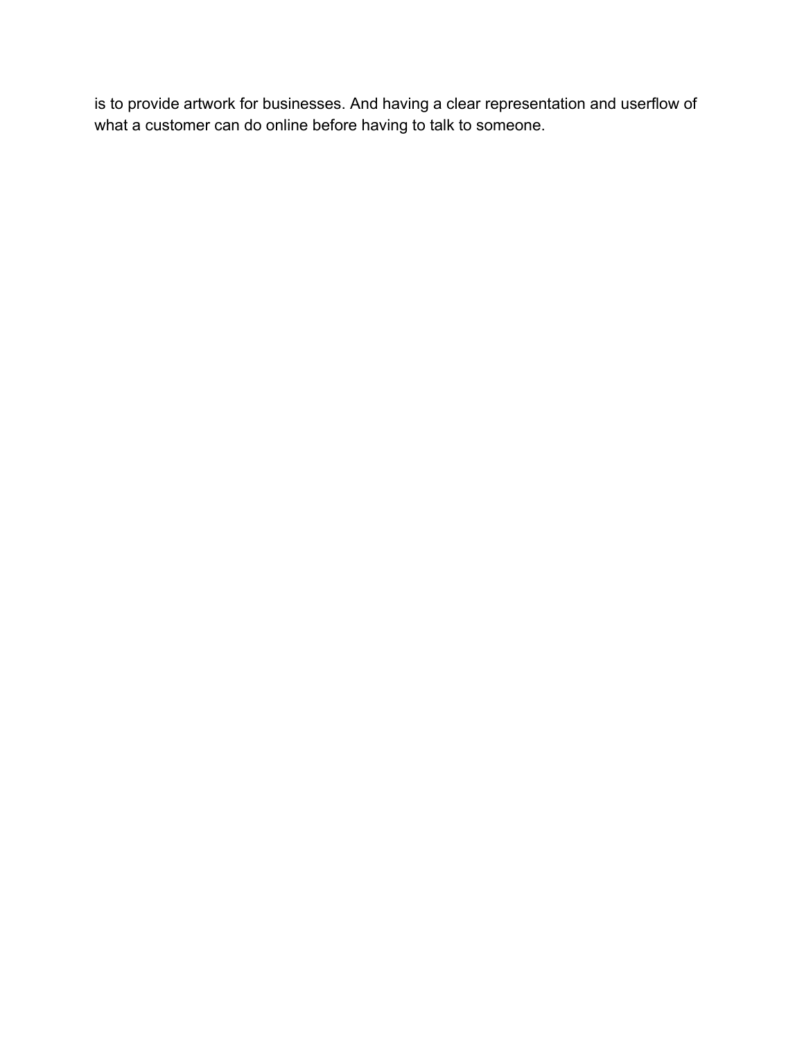is to provide artwork for businesses. And having a clear representation and userflow of what a customer can do online before having to talk to someone.